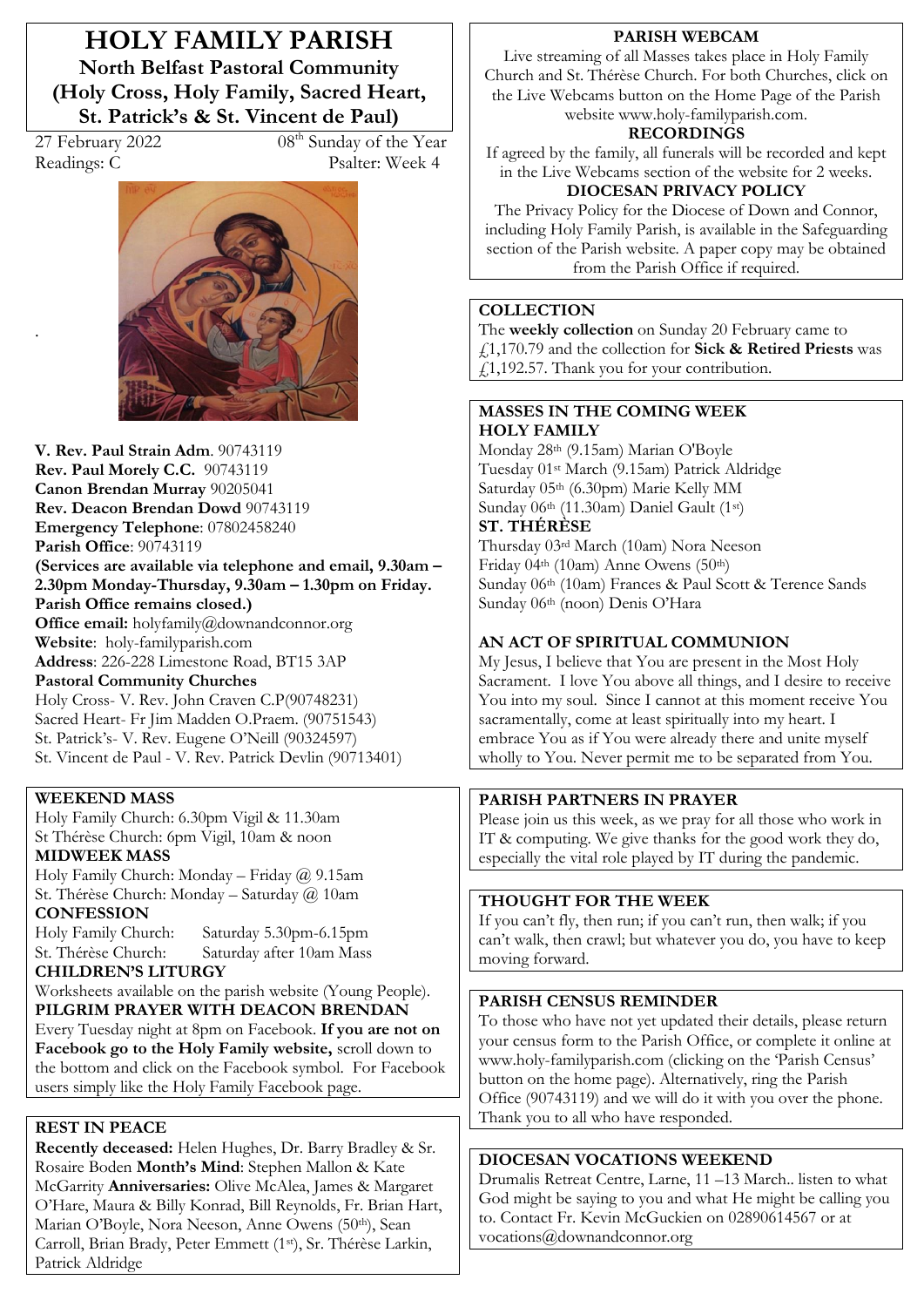# HOLY FAMILY PARISH

## North Belfast Pastoral Community (Holy Cross, Holy Family, Sacred Heart, St. Patrick's & St. Vincent de Paul)

27 February 2022 — 08th Sunday of the Year

Readings: C — Psalter: Week 4

**V. Rev. Paul Strain Adm**. 90743119
**Rev. Paul Morely C.C.** 90743119
**Canon Brendan Murray** 90205041
**Rev. Deacon Brendan Dowd** 90743119
**Emergency Telephone**: 07802458240
**Parish Office**: 90743119
**(Services are available via telephone and email, 9.30am – 2.30pm Monday-Thursday, 9.30am – 1.30pm on Friday. Parish Office remains closed.)**
**Office email:** holyfamily@downandconnor.org
**Website**: holy-familyparish.com
**Address**: 226-228 Limestone Road, BT15 3AP
**Pastoral Community Churches**
Holy Cross- V. Rev. John Craven C.P(90748231)
Sacred Heart- Fr Jim Madden O.Praem. (90751543)
St. Patrick's- V. Rev. Eugene O'Neill (90324597)
St. Vincent de Paul - V. Rev. Patrick Devlin (90713401)

### WEEKEND MASS

Holy Family Church: 6.30pm Vigil & 11.30am
St Thérèse Church: 6pm Vigil, 10am & noon

**MIDWEEK MASS**
Holy Family Church: Monday – Friday @ 9.15am
St. Thérèse Church: Monday – Saturday @ 10am

**CONFESSION**
Holy Family Church: Saturday 5.30pm-6.15pm
St. Thérèse Church: Saturday after 10am Mass

**CHILDREN'S LITURGY**
Worksheets available on the parish website (Young People).

**PILGRIM PRAYER WITH DEACON BRENDAN**
Every Tuesday night at 8pm on Facebook. **If you are not on Facebook go to the Holy Family website,** scroll down to the bottom and click on the Facebook symbol. For Facebook users simply like the Holy Family Facebook page.

### REST IN PEACE

**Recently deceased:** Helen Hughes, Dr. Barry Bradley & Sr. Rosaire Boden **Month's Mind**: Stephen Mallon & Kate McGarrity **Anniversaries:** Olive McAlea, James & Margaret O'Hare, Maura & Billy Konrad, Bill Reynolds, Fr. Brian Hart, Marian O'Boyle, Nora Neeson, Anne Owens (50th), Sean Carroll, Brian Brady, Peter Emmett (1st), Sr. Thérèse Larkin, Patrick Aldridge

### PARISH WEBCAM

Live streaming of all Masses takes place in Holy Family Church and St. Thérèse Church. For both Churches, click on the Live Webcams button on the Home Page of the Parish website www.holy-familyparish.com.

**RECORDINGS**
If agreed by the family, all funerals will be recorded and kept in the Live Webcams section of the website for 2 weeks.

**DIOCESAN PRIVACY POLICY**
The Privacy Policy for the Diocese of Down and Connor, including Holy Family Parish, is available in the Safeguarding section of the Parish website. A paper copy may be obtained from the Parish Office if required.

### COLLECTION

The **weekly collection** on Sunday 20 February came to £1,170.79 and the collection for **Sick & Retired Priests** was £1,192.57. Thank you for your contribution.

### MASSES IN THE COMING WEEK

**HOLY FAMILY**
Monday 28th (9.15am) Marian O'Boyle
Tuesday 01st March (9.15am) Patrick Aldridge
Saturday 05th (6.30pm) Marie Kelly MM
Sunday 06th (11.30am) Daniel Gault (1st)

**ST. THÉRÈSE**
Thursday 03rd March (10am) Nora Neeson
Friday 04th (10am) Anne Owens (50th)
Sunday 06th (10am) Frances & Paul Scott & Terence Sands
Sunday 06th (noon) Denis O'Hara

### AN ACT OF SPIRITUAL COMMUNION

My Jesus, I believe that You are present in the Most Holy Sacrament. I love You above all things, and I desire to receive You into my soul. Since I cannot at this moment receive You sacramentally, come at least spiritually into my heart. I embrace You as if You were already there and unite myself wholly to You. Never permit me to be separated from You.

### PARISH PARTNERS IN PRAYER

Please join us this week, as we pray for all those who work in IT & computing. We give thanks for the good work they do, especially the vital role played by IT during the pandemic.

### THOUGHT FOR THE WEEK

If you can't fly, then run; if you can't run, then walk; if you can't walk, then crawl; but whatever you do, you have to keep moving forward.

### PARISH CENSUS REMINDER

To those who have not yet updated their details, please return your census form to the Parish Office, or complete it online at www.holy-familyparish.com (clicking on the 'Parish Census' button on the home page). Alternatively, ring the Parish Office (90743119) and we will do it with you over the phone. Thank you to all who have responded.

### DIOCESAN VOCATIONS WEEKEND

Drumalis Retreat Centre, Larne, 11 –13 March.. listen to what God might be saying to you and what He might be calling you to. Contact Fr. Kevin McGuckien on 02890614567 or at vocations@downandconnor.org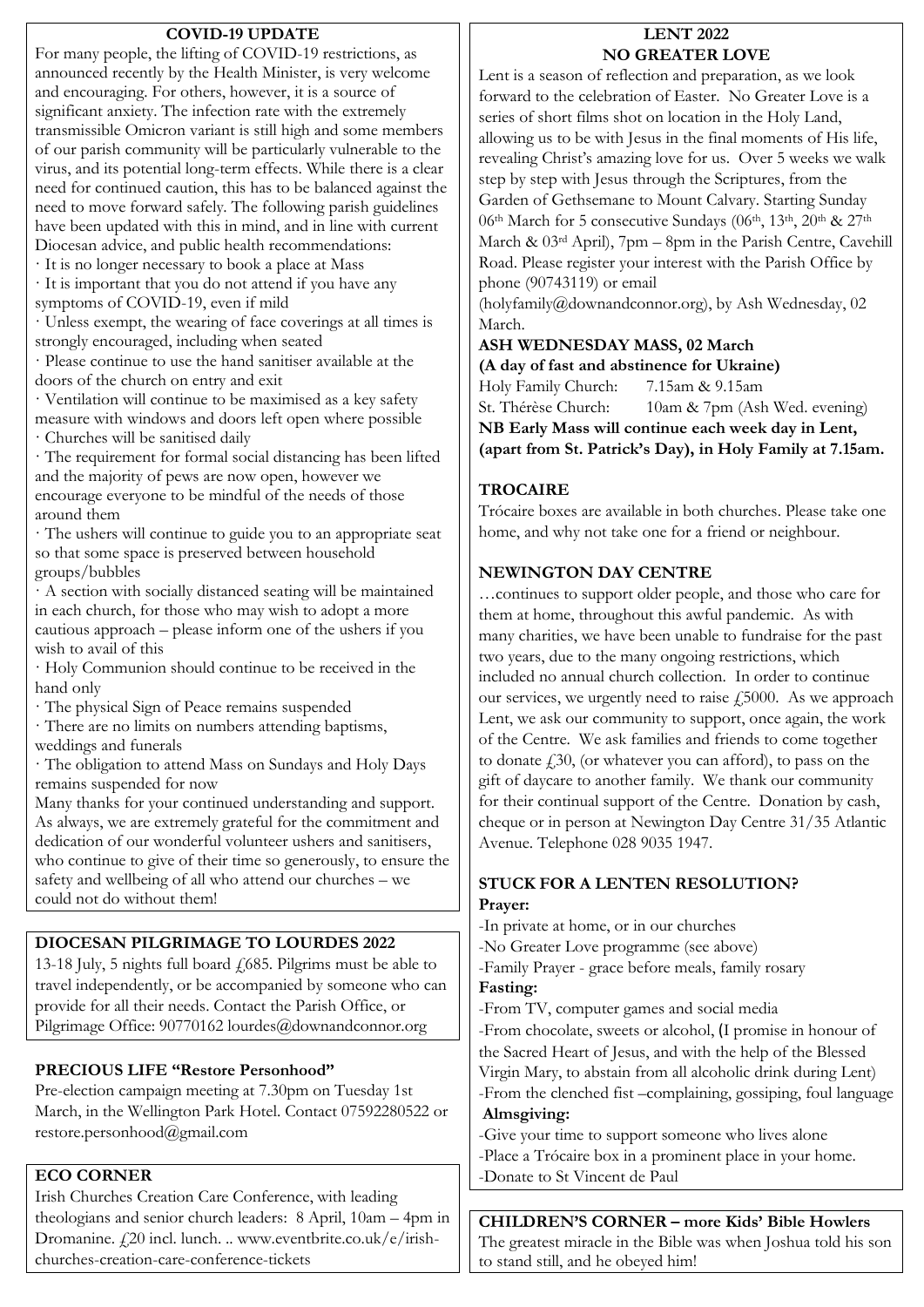## COVID-19 UPDATE

For many people, the lifting of COVID-19 restrictions, as announced recently by the Health Minister, is very welcome and encouraging. For others, however, it is a source of significant anxiety. The infection rate with the extremely transmissible Omicron variant is still high and some members of our parish community will be particularly vulnerable to the virus, and its potential long-term effects. While there is a clear need for continued caution, this has to be balanced against the need to move forward safely. The following parish guidelines have been updated with this in mind, and in line with current Diocesan advice, and public health recommendations:

· It is no longer necessary to book a place at Mass
· It is important that you do not attend if you have any symptoms of COVID-19, even if mild
· Unless exempt, the wearing of face coverings at all times is strongly encouraged, including when seated
· Please continue to use the hand sanitiser available at the doors of the church on entry and exit
· Ventilation will continue to be maximised as a key safety measure with windows and doors left open where possible
· Churches will be sanitised daily
· The requirement for formal social distancing has been lifted and the majority of pews are now open, however we encourage everyone to be mindful of the needs of those around them
· The ushers will continue to guide you to an appropriate seat so that some space is preserved between household groups/bubbles
· A section with socially distanced seating will be maintained in each church, for those who may wish to adopt a more cautious approach – please inform one of the ushers if you wish to avail of this
· Holy Communion should continue to be received in the hand only
· The physical Sign of Peace remains suspended
· There are no limits on numbers attending baptisms, weddings and funerals
· The obligation to attend Mass on Sundays and Holy Days remains suspended for now

Many thanks for your continued understanding and support. As always, we are extremely grateful for the commitment and dedication of our wonderful volunteer ushers and sanitisers, who continue to give of their time so generously, to ensure the safety and wellbeing of all who attend our churches – we could not do without them!

## DIOCESAN PILGRIMAGE TO LOURDES 2022

13-18 July, 5 nights full board £685. Pilgrims must be able to travel independently, or be accompanied by someone who can provide for all their needs. Contact the Parish Office, or Pilgrimage Office: 90770162 lourdes@downandconnor.org

## PRECIOUS LIFE "Restore Personhood"

Pre-election campaign meeting at 7.30pm on Tuesday 1st March, in the Wellington Park Hotel. Contact 07592280522 or restore.personhood@gmail.com

## ECO CORNER

Irish Churches Creation Care Conference, with leading theologians and senior church leaders: 8 April, 10am – 4pm in Dromanine. £20 incl. lunch. .. www.eventbrite.co.uk/e/irish-churches-creation-care-conference-tickets

## LENT 2022
## NO GREATER LOVE

Lent is a season of reflection and preparation, as we look forward to the celebration of Easter. No Greater Love is a series of short films shot on location in the Holy Land, allowing us to be with Jesus in the final moments of His life, revealing Christ's amazing love for us. Over 5 weeks we walk step by step with Jesus through the Scriptures, from the Garden of Gethsemane to Mount Calvary. Starting Sunday 06th March for 5 consecutive Sundays (06th, 13th, 20th & 27th March & 03rd April), 7pm – 8pm in the Parish Centre, Cavehill Road. Please register your interest with the Parish Office by phone (90743119) or email (holyfamily@downandconnor.org), by Ash Wednesday, 02 March.

**ASH WEDNESDAY MASS, 02 March**
**(A day of fast and abstinence for Ukraine)**

Holy Family Church: 7.15am & 9.15am
St. Thérèse Church: 10am & 7pm (Ash Wed. evening)

**NB Early Mass will continue each week day in Lent, (apart from St. Patrick's Day), in Holy Family at 7.15am.**

## TROCAIRE

Trócaire boxes are available in both churches. Please take one home, and why not take one for a friend or neighbour.

## NEWINGTON DAY CENTRE

…continues to support older people, and those who care for them at home, throughout this awful pandemic. As with many charities, we have been unable to fundraise for the past two years, due to the many ongoing restrictions, which included no annual church collection. In order to continue our services, we urgently need to raise £5000. As we approach Lent, we ask our community to support, once again, the work of the Centre. We ask families and friends to come together to donate £30, (or whatever you can afford), to pass on the gift of daycare to another family. We thank our community for their continual support of the Centre. Donation by cash, cheque or in person at Newington Day Centre 31/35 Atlantic Avenue. Telephone 028 9035 1947.

## STUCK FOR A LENTEN RESOLUTION?

**Prayer:**

-In private at home, or in our churches
-No Greater Love programme (see above)
-Family Prayer - grace before meals, family rosary

**Fasting:**

-From TV, computer games and social media
-From chocolate, sweets or alcohol, (I promise in honour of the Sacred Heart of Jesus, and with the help of the Blessed Virgin Mary, to abstain from all alcoholic drink during Lent)
-From the clenched fist –complaining, gossiping, foul language

**Almsgiving:**

-Give your time to support someone who lives alone
-Place a Trócaire box in a prominent place in your home.
-Donate to St Vincent de Paul

## CHILDREN'S CORNER – more Kids' Bible Howlers

The greatest miracle in the Bible was when Joshua told his son to stand still, and he obeyed him!